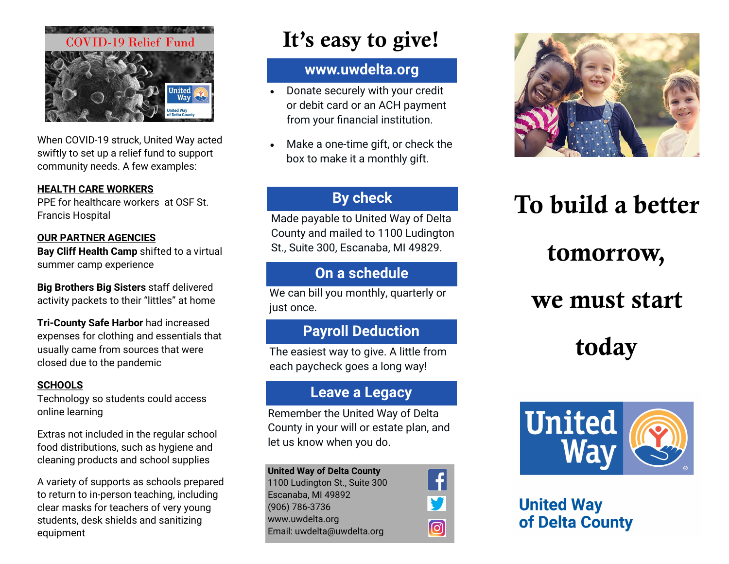COVID-19 Relief Fund

When COVID-19 struck, United Way acted swiftly to set up a relief fund to support community needs. A few examples:

**HEALTH CARE WORKERS**

PPE for healthcare workers at OSF St. Francis Hospital

**OUR PARTNER AGENCIES**

**Bay Cliff Health Camp** shifted to a virtual summer camp experience

**Big Brothers Big Sisters** staff delivered activity packets to their "littles" at home

**Tri-County Safe Harbor** had increased expenses for clothing and essentials that usually came from sources that were closed due to the pandemic

**SCHOOLS**

Technology so students could access online learning

Extras not included in the regular school food distributions, such as hygiene and cleaning products and school supplies

A variety of supports as schools prepared to return to in-person teaching, including clear masks for teachers of very young students, desk shields and sanitizing equipment

# It's easy to give!

## www.uwdelta.org

- Donate securely with your credit or debit card or an ACH payment from your financial institution.
- Make a one-time gift, or check the box to make it a monthly gift.

## By check

Made payable to United Way of Delta County and mailed to 1100 Ludington St., Suite 300, Escanaba, MI 49829.

## On a schedule

We can bill you monthly, quarterly or just once.

## Payroll Deduction

The easiest way to give. A little from each paycheck goes a long way!

## Leave a Legacy

Remember the United Way of Delta County in your will or estate plan, and let us know when you do.

**United Way of Delta County**
1100 Ludington St., Suite 300
Escanaba, MI 49892
(906) 786-3736
www.uwdelta.org
Email: uwdelta@uwdelta.org

# To build a better tomorrow, we must start today

United Way

**United Way of Delta County**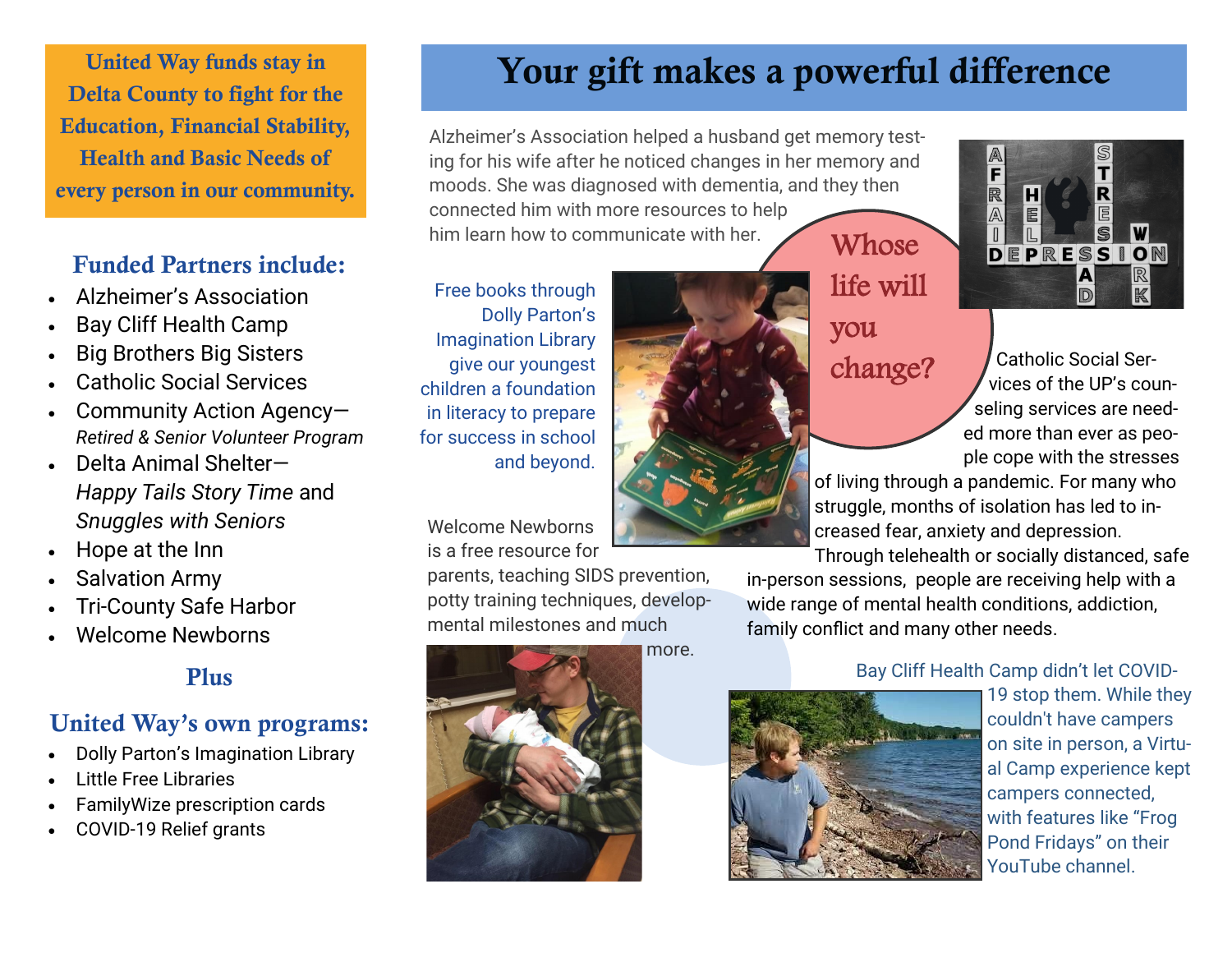**United Way funds stay in Delta County to fight for the Education, Financial Stability, Health and Basic Needs of every person in our community.**

## Funded Partners include:

- Alzheimer's Association
- Bay Cliff Health Camp
- Big Brothers Big Sisters
- Catholic Social Services
- Community Action Agency—*Retired & Senior Volunteer Program*
- Delta Animal Shelter—*Happy Tails Story Time* and *Snuggles with Seniors*
- Hope at the Inn
- Salvation Army
- Tri-County Safe Harbor
- Welcome Newborns

## Plus

## United Way's own programs:

- Dolly Parton's Imagination Library
- Little Free Libraries
- FamilyWize prescription cards
- COVID-19 Relief grants

# Your gift makes a powerful difference

Alzheimer's Association helped a husband get memory testing for his wife after he noticed changes in her memory and moods. She was diagnosed with dementia, and they then connected him with more resources to help him learn how to communicate with her.

Free books through Dolly Parton's Imagination Library give our youngest children a foundation in literacy to prepare for success in school and beyond.

Whose life will you change?

Catholic Social Services of the UP's counseling services are needed more than ever as people cope with the stresses of living through a pandemic. For many who struggle, months of isolation has led to increased fear, anxiety and depression. Through telehealth or socially distanced, safe in-person sessions, people are receiving help with a wide range of mental health conditions, addiction, family conflict and many other needs.

Welcome Newborns is a free resource for parents, teaching SIDS prevention, potty training techniques, developmental milestones and much more.

Bay Cliff Health Camp didn't let COVID-19 stop them. While they couldn't have campers on site in person, a Virtual Camp experience kept campers connected, with features like "Frog Pond Fridays" on their YouTube channel.